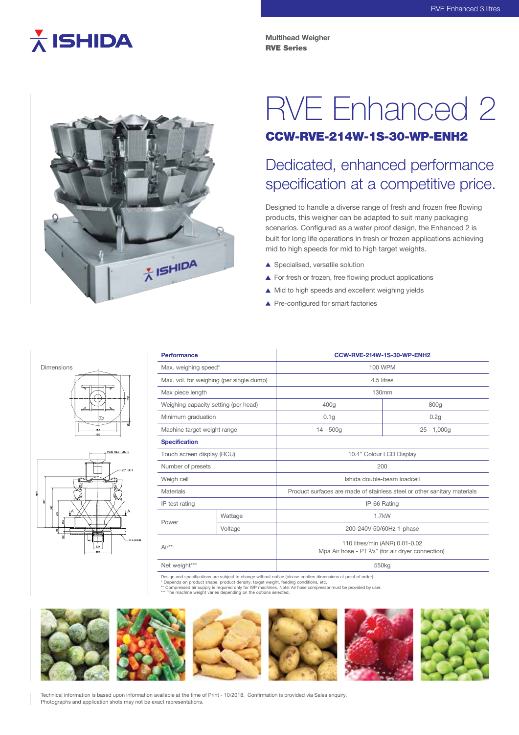Multihead Weigher
**RVE Series**

# RVE Enhanced 2

## CCW-RVE-214W-1S-30-WP-ENH2

## Dedicated, enhanced performance specification at a competitive price.

Designed to handle a diverse range of fresh and frozen free flowing products, this weigher can be adapted to suit many packaging scenarios. Configured as a water proof design, the Enhanced 2 is built for long life operations in fresh or frozen applications achieving mid to high speeds for mid to high target weights.

- Specialised, versatile solution
- For fresh or frozen, free flowing product applications
- Mid to high speeds and excellent weighing yields
- Pre-configured for smart factories

Dimensions

| **Performance** | | **CCW-RVE-214W-1S-30-WP-ENH2** | |
|---|---|---|---|
| Max. weighing speed* | | 100 WPM | |
| Max. vol. for weighing (per single dump) | | 4.5 litres | |
| Max piece length | | 130mm | |
| Weighing capacity setting (per head) | | 400g | 800g |
| Minimum graduation | | 0.1g | 0.2g |
| Machine target weight range | | 14 - 500g | 25 - 1,000g |
| **Specification** | | | |
| Touch screen display (RCU) | | 10.4" Colour LCD Display | |
| Number of presets | | 200 | |
| Weigh cell | | Ishida double-beam loadcell | |
| Materials | | Product surfaces are made of stainless steel or other sanitary materials | |
| IP test rating | | IP-66 Rating | |
| Power | Wattage | 1.7kW | |
| | Voltage | 200-240V 50/60Hz 1-phase | |
| Air** | | 110 litres/min (ANR) 0.01-0.02 Mpa Air hose - PT 3/8" (for air dryer connection) | |
| Net weight*** | | 550kg | |

Design and specifications are subject to change without notice (please confirm dimensions at point of order).
* Depends on product shape, product density, target weight, feeding conditions, etc.
** Compressed air supply is required only for WP machines. Note: Air hose compressor must be provided by user.
*** The machine weight varies depending on the options selected.

Technical information is based upon information available at the time of Print - 10/2018. Confirmation is provided via Sales enquiry.
Photographs and application shots may not be exact representations.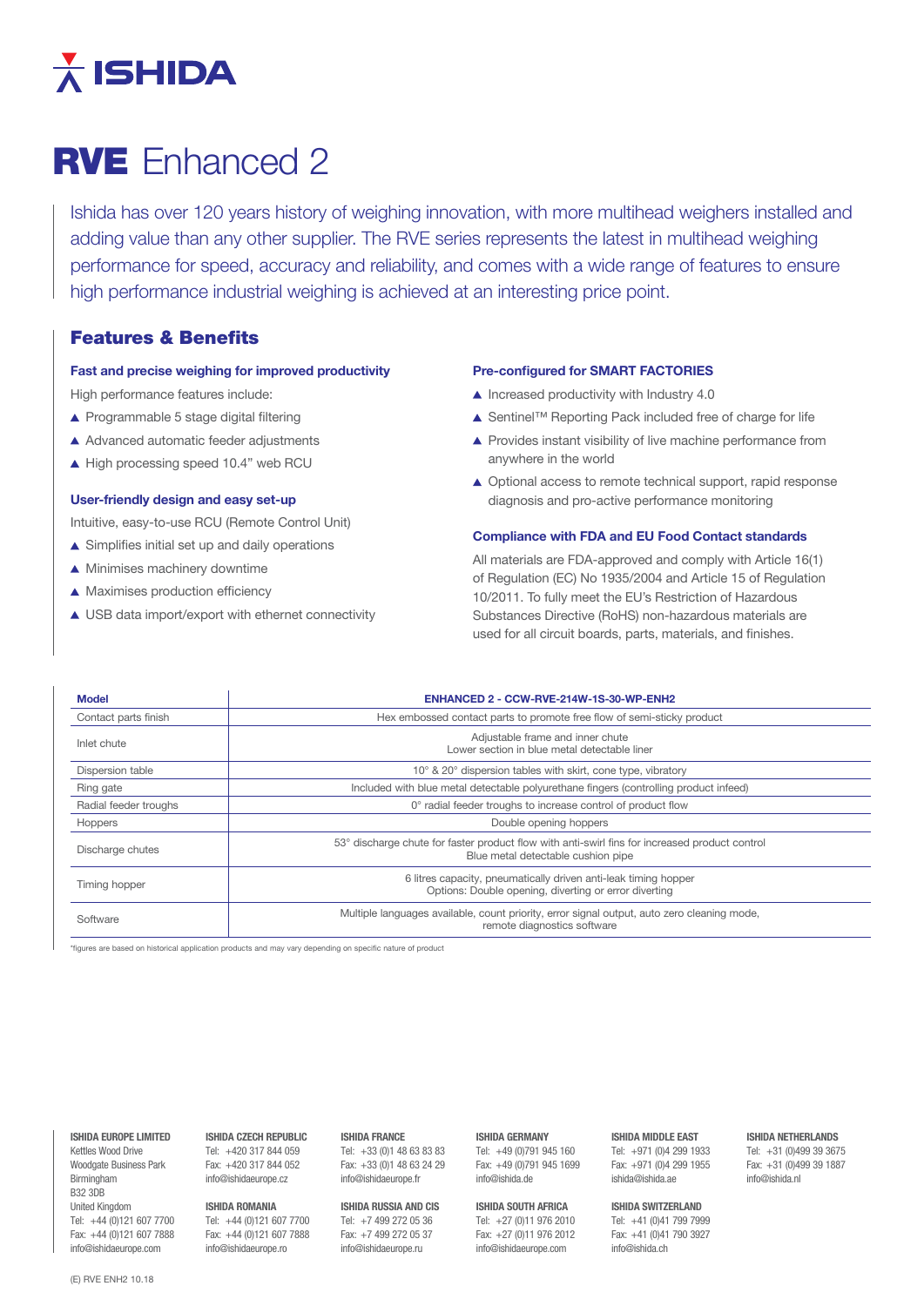# ISHIDA

# RVE Enhanced 2

Ishida has over 120 years history of weighing innovation, with more multihead weighers installed and adding value than any other supplier. The RVE series represents the latest in multihead weighing performance for speed, accuracy and reliability, and comes with a wide range of features to ensure high performance industrial weighing is achieved at an interesting price point.

## Features & Benefits

### Fast and precise weighing for improved productivity

High performance features include:

- ▲ Programmable 5 stage digital filtering
- ▲ Advanced automatic feeder adjustments
- ▲ High processing speed 10.4" web RCU

### User-friendly design and easy set-up

Intuitive, easy-to-use RCU (Remote Control Unit)

- ▲ Simplifies initial set up and daily operations
- ▲ Minimises machinery downtime
- ▲ Maximises production efficiency
- ▲ USB data import/export with ethernet connectivity

### Pre-configured for SMART FACTORIES

- ▲ Increased productivity with Industry 4.0
- ▲ Sentinel™ Reporting Pack included free of charge for life
- ▲ Provides instant visibility of live machine performance from anywhere in the world
- ▲ Optional access to remote technical support, rapid response diagnosis and pro-active performance monitoring

### Compliance with FDA and EU Food Contact standards

All materials are FDA-approved and comply with Article 16(1) of Regulation (EC) No 1935/2004 and Article 15 of Regulation 10/2011. To fully meet the EU's Restriction of Hazardous Substances Directive (RoHS) non-hazardous materials are used for all circuit boards, parts, materials, and finishes.

| Model | ENHANCED 2 - CCW-RVE-214W-1S-30-WP-ENH2 |
|---|---|
| Contact parts finish | Hex embossed contact parts to promote free flow of semi-sticky product |
| Inlet chute | Adjustable frame and inner chute<br>Lower section in blue metal detectable liner |
| Dispersion table | 10° & 20° dispersion tables with skirt, cone type, vibratory |
| Ring gate | Included with blue metal detectable polyurethane fingers (controlling product infeed) |
| Radial feeder troughs | 0° radial feeder troughs to increase control of product flow |
| Hoppers | Double opening hoppers |
| Discharge chutes | 53° discharge chute for faster product flow with anti-swirl fins for increased product control<br>Blue metal detectable cushion pipe |
| Timing hopper | 6 litres capacity, pneumatically driven anti-leak timing hopper<br>Options: Double opening, diverting or error diverting |
| Software | Multiple languages available, count priority, error signal output, auto zero cleaning mode, remote diagnostics software |

*figures are based on historical application products and may vary depending on specific nature of product

**ISHIDA EUROPE LIMITED**
Kettles Wood Drive
Woodgate Business Park
Birmingham
B32 3DB
United Kingdom
Tel: +44 (0)121 607 7700
Fax: +44 (0)121 607 7888
info@ishidaeurope.com

**ISHIDA CZECH REPUBLIC**
Tel: +420 317 844 059
Fax: +420 317 844 052
info@ishidaeurope.cz

**ISHIDA ROMANIA**
Tel: +44 (0)121 607 7700
Fax: +44 (0)121 607 7888
info@ishidaeurope.ro

**ISHIDA FRANCE**
Tel: +33 (0)1 48 63 83 83
Fax: +33 (0)1 48 63 24 29
info@ishidaeurope.fr

**ISHIDA RUSSIA AND CIS**
Tel: +7 499 272 05 36
Fax: +7 499 272 05 37
info@ishidaeurope.ru

**ISHIDA GERMANY**
Tel: +49 (0)791 945 160
Fax: +49 (0)791 945 1699
info@ishida.de

**ISHIDA SOUTH AFRICA**
Tel: +27 (0)11 976 2010
Fax: +27 (0)11 976 2012
info@ishidaeurope.com

**ISHIDA MIDDLE EAST**
Tel: +971 (0)4 299 1933
Fax: +971 (0)4 299 1955
ishida@ishida.ae

**ISHIDA SWITZERLAND**
Tel: +41 (0)41 799 7999
Fax: +41 (0)41 790 3927
info@ishida.ch

**ISHIDA NETHERLANDS**
Tel: +31 (0)499 39 3675
Fax: +31 (0)499 39 1887
info@ishida.nl

(E) RVE ENH2 10.18